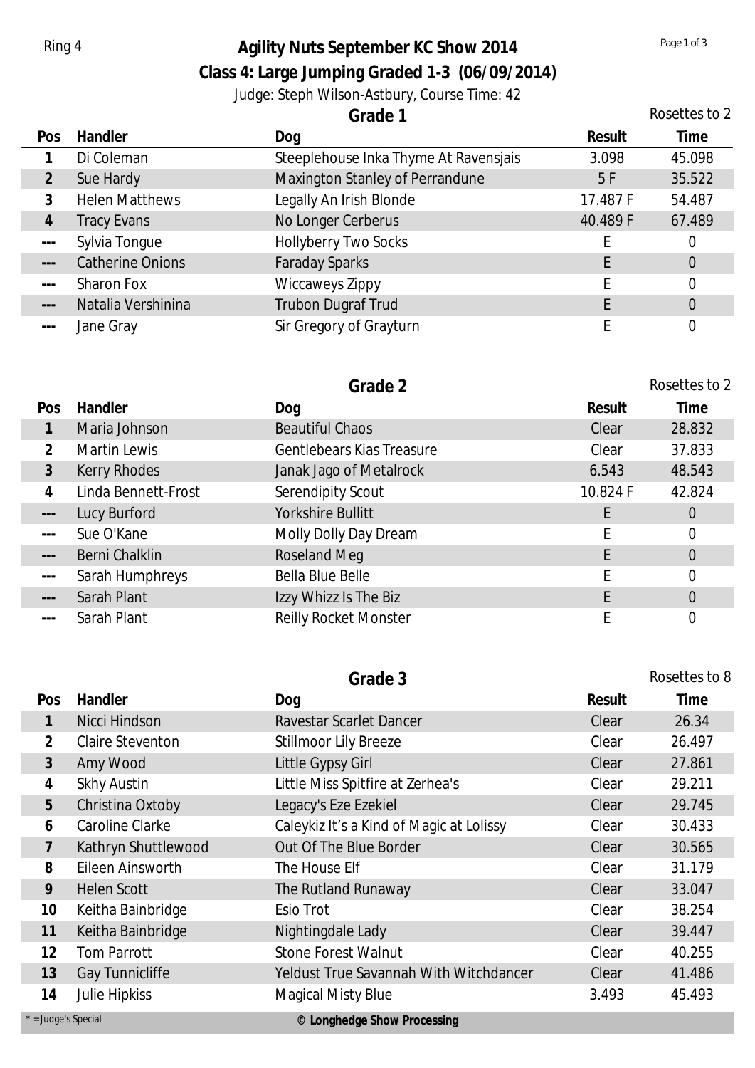Ring 4

# Agility Nuts September KC Show 2014

## Class 4: Large Jumping Graded 1-3 (06/09/2014)

Judge: Steph Wilson-Astbury, Course Time: 42

### Grade 1

Rosettes to 2

| Pos | Handler | Dog | Result | Time |
|---|---|---|---|---|
| 1 | Di Coleman | Steeplehouse Inka Thyme At Ravensjais | 3.098 | 45.098 |
| 2 | Sue Hardy | Maxington Stanley of Perrandune | 5 F | 35.522 |
| 3 | Helen Matthews | Legally An Irish Blonde | 17.487 F | 54.487 |
| 4 | Tracy Evans | No Longer Cerberus | 40.489 F | 67.489 |
| --- | Sylvia Tongue | Hollyberry Two Socks | E | 0 |
| --- | Catherine Onions | Faraday Sparks | E | 0 |
| --- | Sharon Fox | Wiccaweys Zippy | E | 0 |
| --- | Natalia Vershinina | Trubon Dugraf Trud | E | 0 |
| --- | Jane Gray | Sir Gregory of Grayturn | E | 0 |

### Grade 2

Rosettes to 2

| Pos | Handler | Dog | Result | Time |
|---|---|---|---|---|
| 1 | Maria Johnson | Beautiful Chaos | Clear | 28.832 |
| 2 | Martin Lewis | Gentlebears Kias Treasure | Clear | 37.833 |
| 3 | Kerry Rhodes | Janak Jago of Metalrock | 6.543 | 48.543 |
| 4 | Linda Bennett-Frost | Serendipity Scout | 10.824 F | 42.824 |
| --- | Lucy Burford | Yorkshire Bullitt | E | 0 |
| --- | Sue O'Kane | Molly Dolly Day Dream | E | 0 |
| --- | Berni Chalklin | Roseland Meg | E | 0 |
| --- | Sarah Humphreys | Bella Blue Belle | E | 0 |
| --- | Sarah Plant | Izzy Whizz Is The Biz | E | 0 |
| --- | Sarah Plant | Reilly Rocket Monster | E | 0 |

### Grade 3

Rosettes to 8

| Pos | Handler | Dog | Result | Time |
|---|---|---|---|---|
| 1 | Nicci Hindson | Ravestar Scarlet Dancer | Clear | 26.34 |
| 2 | Claire Steventon | Stillmoor Lily Breeze | Clear | 26.497 |
| 3 | Amy Wood | Little Gypsy Girl | Clear | 27.861 |
| 4 | Skhy Austin | Little Miss Spitfire at Zerhea's | Clear | 29.211 |
| 5 | Christina Oxtoby | Legacy's Eze Ezekiel | Clear | 29.745 |
| 6 | Caroline Clarke | Caleykiz It's a Kind of Magic at Lolissy | Clear | 30.433 |
| 7 | Kathryn Shuttlewood | Out Of The Blue Border | Clear | 30.565 |
| 8 | Eileen Ainsworth | The House Elf | Clear | 31.179 |
| 9 | Helen Scott | The Rutland Runaway | Clear | 33.047 |
| 10 | Keitha Bainbridge | Esio Trot | Clear | 38.254 |
| 11 | Keitha Bainbridge | Nightingdale Lady | Clear | 39.447 |
| 12 | Tom Parrott | Stone Forest Walnut | Clear | 40.255 |
| 13 | Gay Tunnicliffe | Yeldust True Savannah With Witchdancer | Clear | 41.486 |
| 14 | Julie Hipkiss | Magical Misty Blue | 3.493 | 45.493 |

* = Judge's Special

© Longhedge Show Processing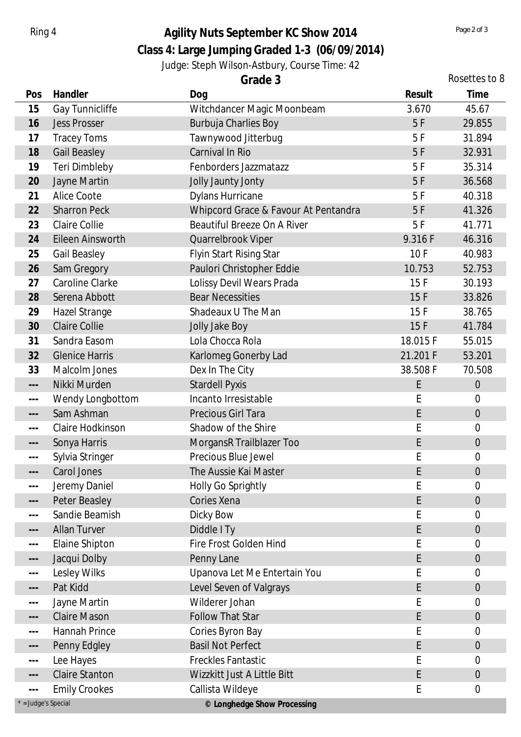Ring 4

# Agility Nuts September KC Show 2014

## Class 4: Large Jumping Graded 1-3 (06/09/2014)

Judge: Steph Wilson-Astbury, Course Time: 42

### Grade 3

Rosettes to 8

| Pos | Handler | Dog | Result | Time |
|---|---|---|---|---|
| 15 | Gay Tunnicliffe | Witchdancer Magic Moonbeam | 3.670 | 45.67 |
| 16 | Jess Prosser | Burbuja Charlies Boy | 5 F | 29.855 |
| 17 | Tracey Toms | Tawnywood Jitterbug | 5 F | 31.894 |
| 18 | Gail Beasley | Carnival In Rio | 5 F | 32.931 |
| 19 | Teri Dimbleby | Fenborders Jazzmatazz | 5 F | 35.314 |
| 20 | Jayne Martin | Jolly Jaunty Jonty | 5 F | 36.568 |
| 21 | Alice Coote | Dylans Hurricane | 5 F | 40.318 |
| 22 | Sharron Peck | Whipcord Grace & Favour At Pentandra | 5 F | 41.326 |
| 23 | Claire Collie | Beautiful Breeze On A River | 5 F | 41.771 |
| 24 | Eileen Ainsworth | Quarrelbrook Viper | 9.316 F | 46.316 |
| 25 | Gail Beasley | Flyin Start Rising Star | 10 F | 40.983 |
| 26 | Sam Gregory | Paulori Christopher Eddie | 10.753 | 52.753 |
| 27 | Caroline Clarke | Lolissy Devil Wears Prada | 15 F | 30.193 |
| 28 | Serena Abbott | Bear Necessities | 15 F | 33.826 |
| 29 | Hazel Strange | Shadeaux U The Man | 15 F | 38.765 |
| 30 | Claire Collie | Jolly Jake Boy | 15 F | 41.784 |
| 31 | Sandra Easom | Lola Chocca Rola | 18.015 F | 55.015 |
| 32 | Glenice Harris | Karlomeg Gonerby Lad | 21.201 F | 53.201 |
| 33 | Malcolm Jones | Dex In The City | 38.508 F | 70.508 |
| --- | Nikki Murden | Stardell Pyxis | E | 0 |
| --- | Wendy Longbottom | Incanto Irresistable | E | 0 |
| --- | Sam Ashman | Precious Girl Tara | E | 0 |
| --- | Claire Hodkinson | Shadow of the Shire | E | 0 |
| --- | Sonya Harris | MorgansR Trailblazer Too | E | 0 |
| --- | Sylvia Stringer | Precious Blue Jewel | E | 0 |
| --- | Carol Jones | The Aussie Kai Master | E | 0 |
| --- | Jeremy Daniel | Holly Go Sprightly | E | 0 |
| --- | Peter Beasley | Cories Xena | E | 0 |
| --- | Sandie Beamish | Dicky Bow | E | 0 |
| --- | Allan Turver | Diddle I Ty | E | 0 |
| --- | Elaine Shipton | Fire Frost Golden Hind | E | 0 |
| --- | Jacqui Dolby | Penny Lane | E | 0 |
| --- | Lesley Wilks | Upanova Let Me Entertain You | E | 0 |
| --- | Pat Kidd | Level Seven of Valgrays | E | 0 |
| --- | Jayne Martin | Wilderer Johan | E | 0 |
| --- | Claire Mason | Follow That Star | E | 0 |
| --- | Hannah Prince | Cories Byron Bay | E | 0 |
| --- | Penny Edgley | Basil Not Perfect | E | 0 |
| --- | Lee Hayes | Freckles Fantastic | E | 0 |
| --- | Claire Stanton | Wizzkitt Just A Little Bitt | E | 0 |
| --- | Emily Crookes | Callista Wildeye | E | 0 |

* = Judge's Special

© Longhedge Show Processing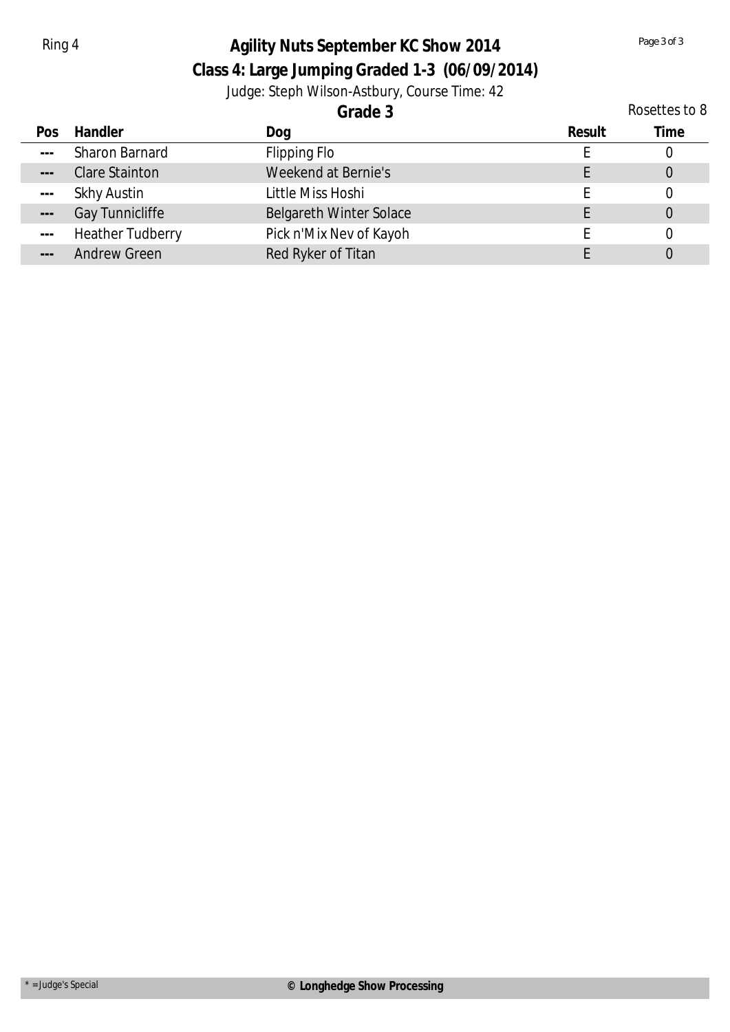Ring 4

# Agility Nuts September KC Show 2014

## Class 4: Large Jumping Graded 1-3 (06/09/2014)

Judge: Steph Wilson-Astbury, Course Time: 42

### Grade 3

Rosettes to 8

| Pos | Handler | Dog | Result | Time |
|---|---|---|---|---|
| --- | Sharon Barnard | Flipping Flo | E | 0 |
| --- | Clare Stainton | Weekend at Bernie's | E | 0 |
| --- | Skhy Austin | Little Miss Hoshi | E | 0 |
| --- | Gay Tunnicliffe | Belgareth Winter Solace | E | 0 |
| --- | Heather Tudberry | Pick n'Mix Nev of Kayoh | E | 0 |
| --- | Andrew Green | Red Ryker of Titan | E | 0 |

* = Judge's Special

© Longhedge Show Processing